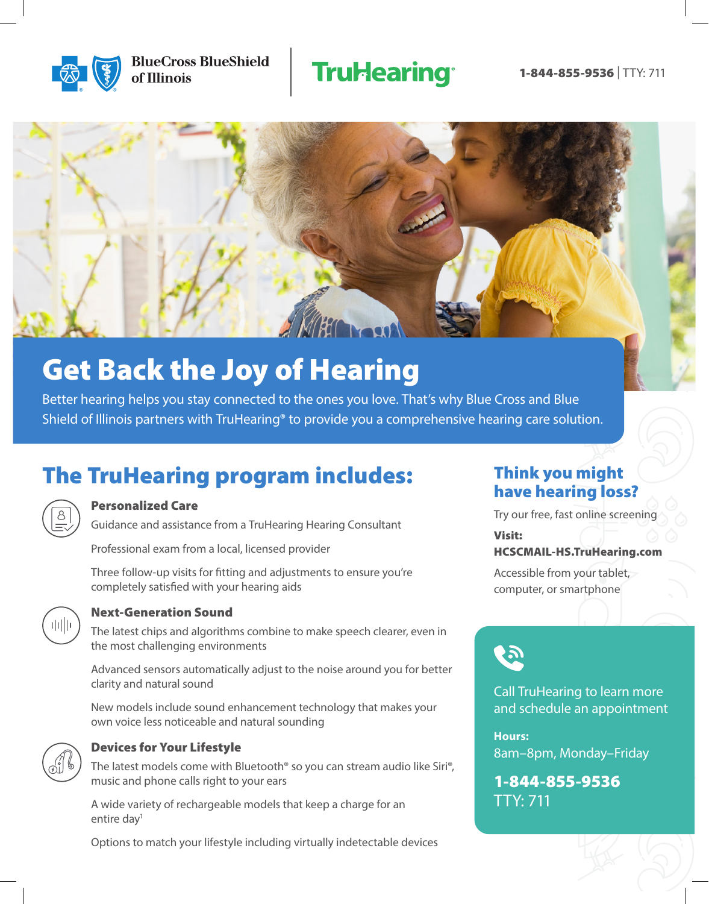BlueCross BlueShield of Illinois

TruHearing®

**1-844-855-9536** | TTY: 711

# Get Back the Joy of Hearing

Better hearing helps you stay connected to the ones you love. That's why Blue Cross and Blue Shield of Illinois partners with TruHearing® to provide you a comprehensive hearing care solution.

## The TruHearing program includes:

### Personalized Care

Guidance and assistance from a TruHearing Hearing Consultant

Professional exam from a local, licensed provider

Three follow-up visits for fitting and adjustments to ensure you're completely satisfied with your hearing aids

### Next-Generation Sound

The latest chips and algorithms combine to make speech clearer, even in the most challenging environments

Advanced sensors automatically adjust to the noise around you for better clarity and natural sound

New models include sound enhancement technology that makes your own voice less noticeable and natural sounding

### Devices for Your Lifestyle

The latest models come with Bluetooth® so you can stream audio like Siri®, music and phone calls right to your ears

A wide variety of rechargeable models that keep a charge for an entire day[1]

Options to match your lifestyle including virtually indetectable devices

## Think you might have hearing loss?

Try our free, fast online screening

**Visit:**
**HCSCMAIL-HS.TruHearing.com**

Accessible from your tablet, computer, or smartphone

Call TruHearing to learn more and schedule an appointment

**Hours:**
8am–8pm, Monday–Friday

**1-844-855-9536**
TTY: 711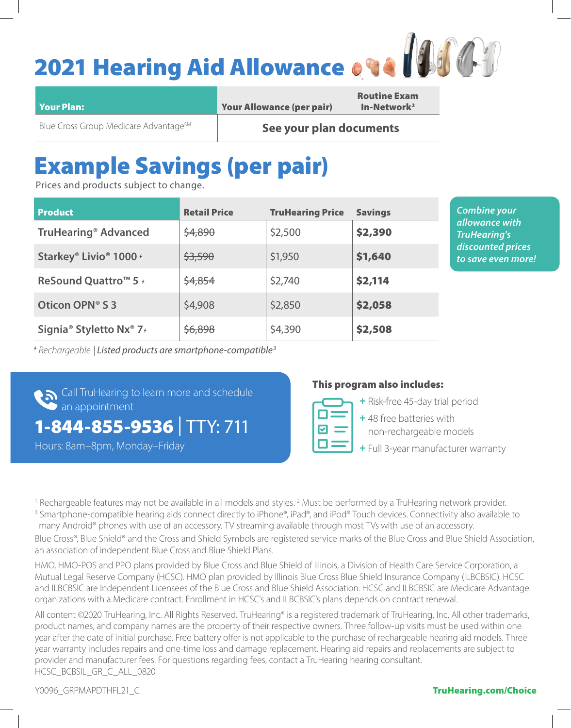# 2021 Hearing Aid Allowance

| Your Plan: | Your Allowance (per pair) | Routine Exam In-Network[2] |
|---|---|---|
| Blue Cross Group Medicare Advantage℠ | See your plan documents | |

# Example Savings (per pair)

Prices and products subject to change.

| Product | Retail Price | TruHearing Price | Savings |
|---|---|---|---|
| TruHearing® Advanced | ~~$4,890~~ | $2,500 | **$2,390** |
| Starkey® Livio® 1000 ⚡ | ~~$3,590~~ | $1,950 | **$1,640** |
| ReSound Quattro™ 5 ⚡ | ~~$4,854~~ | $2,740 | **$2,114** |
| Oticon OPN® S 3 | ~~$4,908~~ | $2,850 | **$2,058** |
| Signia® Styletto Nx® 7 ⚡ | ~~$6,898~~ | $4,390 | **$2,508** |

⚡ *Rechargeable* | *Listed products are smartphone-compatible[3]*

*Combine your allowance with TruHearing's discounted prices to save even more!*

Call TruHearing to learn more and schedule an appointment

**1-844-855-9536** | TTY: 711

Hours: 8am–8pm, Monday–Friday

**This program also includes:**

- Risk-free 45-day trial period
- 48 free batteries with non-rechargeable models
- Full 3-year manufacturer warranty

[1] Rechargeable features may not be available in all models and styles. [2] Must be performed by a TruHearing network provider.
[3] Smartphone-compatible hearing aids connect directly to iPhone®, iPad®, and iPod® Touch devices. Connectivity also available to many Android® phones with use of an accessory. TV streaming available through most TVs with use of an accessory.

Blue Cross®, Blue Shield® and the Cross and Shield Symbols are registered service marks of the Blue Cross and Blue Shield Association, an association of independent Blue Cross and Blue Shield Plans.

HMO, HMO-POS and PPO plans provided by Blue Cross and Blue Shield of Illinois, a Division of Health Care Service Corporation, a Mutual Legal Reserve Company (HCSC). HMO plan provided by Illinois Blue Cross Blue Shield Insurance Company (ILBCBSIC). HCSC and ILBCBSIC are Independent Licensees of the Blue Cross and Blue Shield Association. HCSC and ILBCBSIC are Medicare Advantage organizations with a Medicare contract. Enrollment in HCSC's and ILBCBSIC's plans depends on contract renewal.

All content ©2020 TruHearing, Inc. All Rights Reserved. TruHearing® is a registered trademark of TruHearing, Inc. All other trademarks, product names, and company names are the property of their respective owners. Three follow-up visits must be used within one year after the date of initial purchase. Free battery offer is not applicable to the purchase of rechargeable hearing aid models. Three-year warranty includes repairs and one-time loss and damage replacement. Hearing aid repairs and replacements are subject to provider and manufacturer fees. For questions regarding fees, contact a TruHearing hearing consultant.
HCSC_BCBSIL_GR_C_ALL_0820

Y0096_GRPMAPDTHFL21_C

**TruHearing.com/Choice**